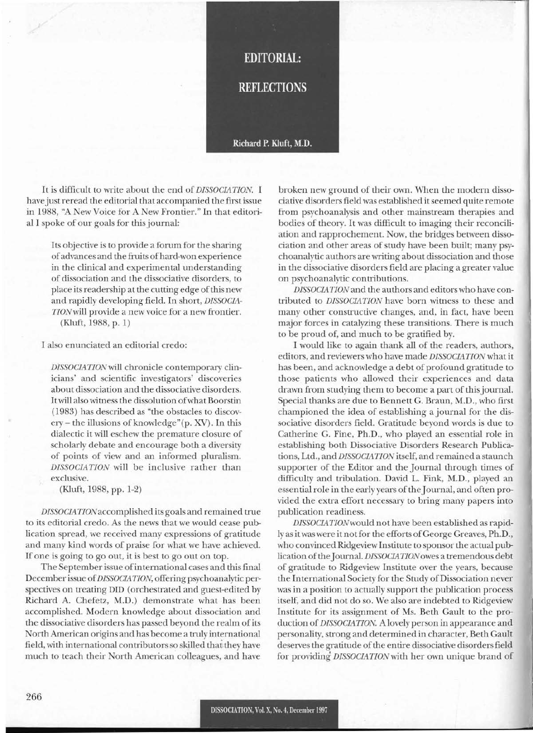# EDITORIAL: REFLECTIONS

**Richard P. Kluft, M.D.**

It is difficult to write about the end of *DISSOCIATION*. I have just reread the editorial that accompanied the first issue in 1988, "A New Voice for A New Frontier." In that editorial I spoke of our goals for this journal:

> Its objective is to provide a forum for the sharing of advances and the fruits of hard-won experience in the clinical and experimental understanding of dissociation and the dissociative disorders, to place its readership at the cutting edge of this new and rapidly developing field. In short, *DISSOCIATION* will provide a new voice for a new frontier. (Kluft, 1988, p. 1)

I also enunciated an editorial credo:

> *DISSOCIATION* will chronicle contemporary clinicians' and scientific investigators' discoveries about dissociation and the dissociative disorders. It will also witness the dissolution of what Boorstin (1983) has described as "the obstacles to discovery – the illusions of knowledge"(p. XV). In this dialectic it will eschew the premature closure of scholarly debate and encourage both a diversity of points of view and an informed pluralism. *DISSOCIATION* will be inclusive rather than exclusive.
> (Kluft, 1988, pp. 1-2)

*DISSOCIATION* accomplished its goals and remained true to its editorial credo. As the news that we would cease publication spread, we received many expressions of gratitude and many kind words of praise for what we have achieved. If one is going to go out, it is best to go out on top.

The September issue of international cases and this final December issue of *DISSOCIATION*, offering psychoanalytic perspectives on treating DID (orchestrated and guest-edited by Richard A. Chefetz, M.D.) demonstrate what has been accomplished. Modern knowledge about dissociation and the dissociative disorders has passed beyond the realm of its North American origins and has become a truly international field, with international contributors so skilled that they have much to teach their North American colleagues, and have broken new ground of their own. When the modern dissociative disorders field was established it seemed quite remote from psychoanalysis and other mainstream therapies and bodies of theory. It was difficult to imaging their reconciliation and rapprochement. Now, the bridges between dissociation and other areas of study have been built; many psychoanalytic authors are writing about dissociation and those in the dissociative disorders field are placing a greater value on psychoanalytic contributions.

*DISSOCIATION* and the authors and editors who have contributed to *DISSOCIATION* have born witness to these and many other constructive changes, and, in fact, have been major forces in catalyzing these transitions. There is much to be proud of, and much to be gratified by.

I would like to again thank all of the readers, authors, editors, and reviewers who have made *DISSOCIATION* what it has been, and acknowledge a debt of profound gratitude to those patients who allowed their experiences and data drawn from studying them to become a part of this journal. Special thanks are due to Bennett G. Braun, M.D., who first championed the idea of establishing a journal for the dissociative disorders field. Gratitude beyond words is due to Catherine G. Fine, Ph.D., who played an essential role in establishing both Dissociative Disorders Research Publications, Ltd., and *DISSOCIATION* itself, and remained a staunch supporter of the Editor and the Journal through times of difficulty and tribulation. David L. Fink, M.D., played an essential role in the early years of the Journal, and often provided the extra effort necessary to bring many papers into publication readiness.

*DISSOCIATION* would not have been established as rapidly as it was were it not for the efforts of George Greaves, Ph.D., who convinced Ridgeview Institute to sponsor the actual publication of the Journal. *DISSOCIATION* owes a tremendous debt of gratitude to Ridgeview Institute over the years, because the International Society for the Study of Dissociation never was in a position to actually support the publication process itself, and did not do so. We also are indebted to Ridgeview Institute for its assignment of Ms. Beth Gault to the production of *DISSOCIATION*. A lovely person in appearance and personality, strong and determined in character, Beth Gault deserves the gratitude of the entire dissociative disorders field for providing *DISSOCIATION* with her own unique brand of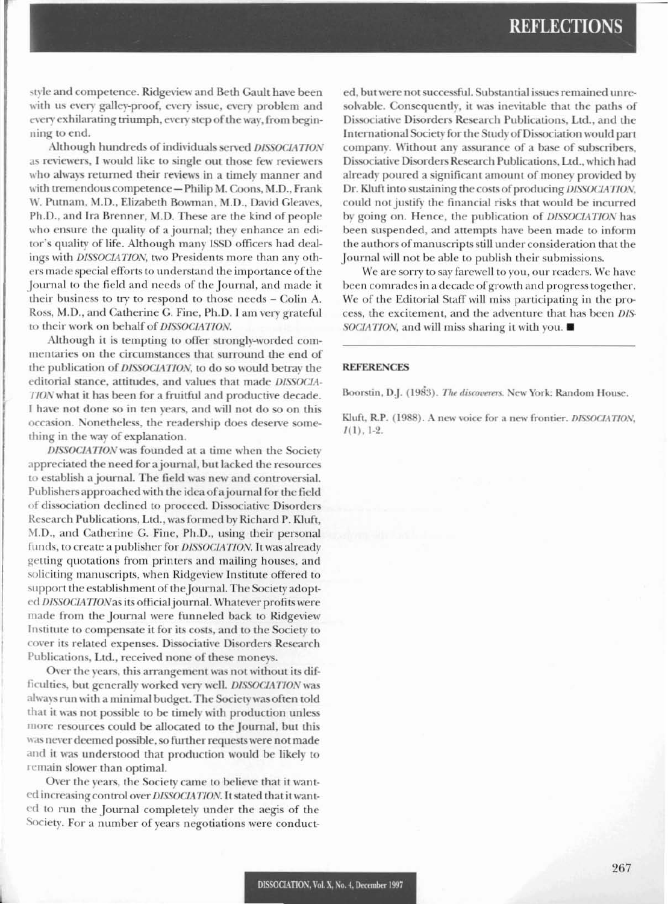style and competence. Ridgeview and Beth Gault have been with us every galley-proof, every issue, every problem and every exhilarating triumph, every step of the way, from beginning to end.

Although hundreds of individuals served *DISSOCIATION* as reviewers, I would like to single out those few reviewers who always returned their reviews in a timely manner and with tremendous competence — Philip M. Coons, M.D., Frank W. Putnam, M.D., Elizabeth Bowman, M.D., David Gleaves, Ph.D., and Ira Brenner, M.D. These are the kind of people who ensure the quality of a journal; they enhance an editor's quality of life. Although many ISSD officers had dealings with *DISSOCIATION*, two Presidents more than any others made special efforts to understand the importance of the Journal to the field and needs of the Journal, and made it their business to try to respond to those needs – Colin A. Ross, M.D., and Catherine G. Fine, Ph.D. I am very grateful to their work on behalf of *DISSOCIATION*.

Although it is tempting to offer strongly-worded commentaries on the circumstances that surround the end of the publication of *DISSOCIATION*, to do so would betray the editorial stance, attitudes, and values that made *DISSOCIATION* what it has been for a fruitful and productive decade. I have not done so in ten years, and will not do so on this occasion. Nonetheless, the readership does deserve something in the way of explanation.

*DISSOCIATION* was founded at a time when the Society appreciated the need for a journal, but lacked the resources to establish a journal. The field was new and controversial. Publishers approached with the idea of a journal for the field of dissociation declined to proceed. Dissociative Disorders Research Publications, Ltd., was formed by Richard P. Kluft, M.D., and Catherine G. Fine, Ph.D., using their personal funds, to create a publisher for *DISSOCIATION*. It was already getting quotations from printers and mailing houses, and soliciting manuscripts, when Ridgeview Institute offered to support the establishment of the Journal. The Society adopted *DISSOCIATION* as its official journal. Whatever profits were made from the Journal were funneled back to Ridgeview Institute to compensate it for its costs, and to the Society to cover its related expenses. Dissociative Disorders Research Publications, Ltd., received none of these moneys.

Over the years, this arrangement was not without its difficulties, but generally worked very well. *DISSOCIATION* was always run with a minimal budget. The Society was often told that it was not possible to be timely with production unless more resources could be allocated to the Journal, but this was never deemed possible, so further requests were not made and it was understood that production would be likely to remain slower than optimal.

Over the years, the Society came to believe that it wanted increasing control over *DISSOCIATION*. It stated that it wanted to run the Journal completely under the aegis of the Society. For a number of years negotiations were conducted, but were not successful. Substantial issues remained unresolvable. Consequently, it was inevitable that the paths of Dissociative Disorders Research Publications, Ltd., and the International Society for the Study of Dissociation would part company. Without any assurance of a base of subscribers, Dissociative Disorders Research Publications, Ltd., which had already poured a significant amount of money provided by Dr. Kluft into sustaining the costs of producing *DISSOCIATION*, could not justify the financial risks that would be incurred by going on. Hence, the publication of *DISSOCIATION* has been suspended, and attempts have been made to inform the authors of manuscripts still under consideration that the Journal will not be able to publish their submissions.

We are sorry to say farewell to you, our readers. We have been comrades in a decade of growth and progress together. We of the Editorial Staff will miss participating in the process, the excitement, and the adventure that has been *DISSOCIATION*, and will miss sharing it with you. ■

## REFERENCES

Boorstin, D.J. (1983). *The discoverers*. New York: Random House.

Kluft, R.P. (1988). A new voice for a new frontier. *DISSOCIATION, 1*(1), 1-2.